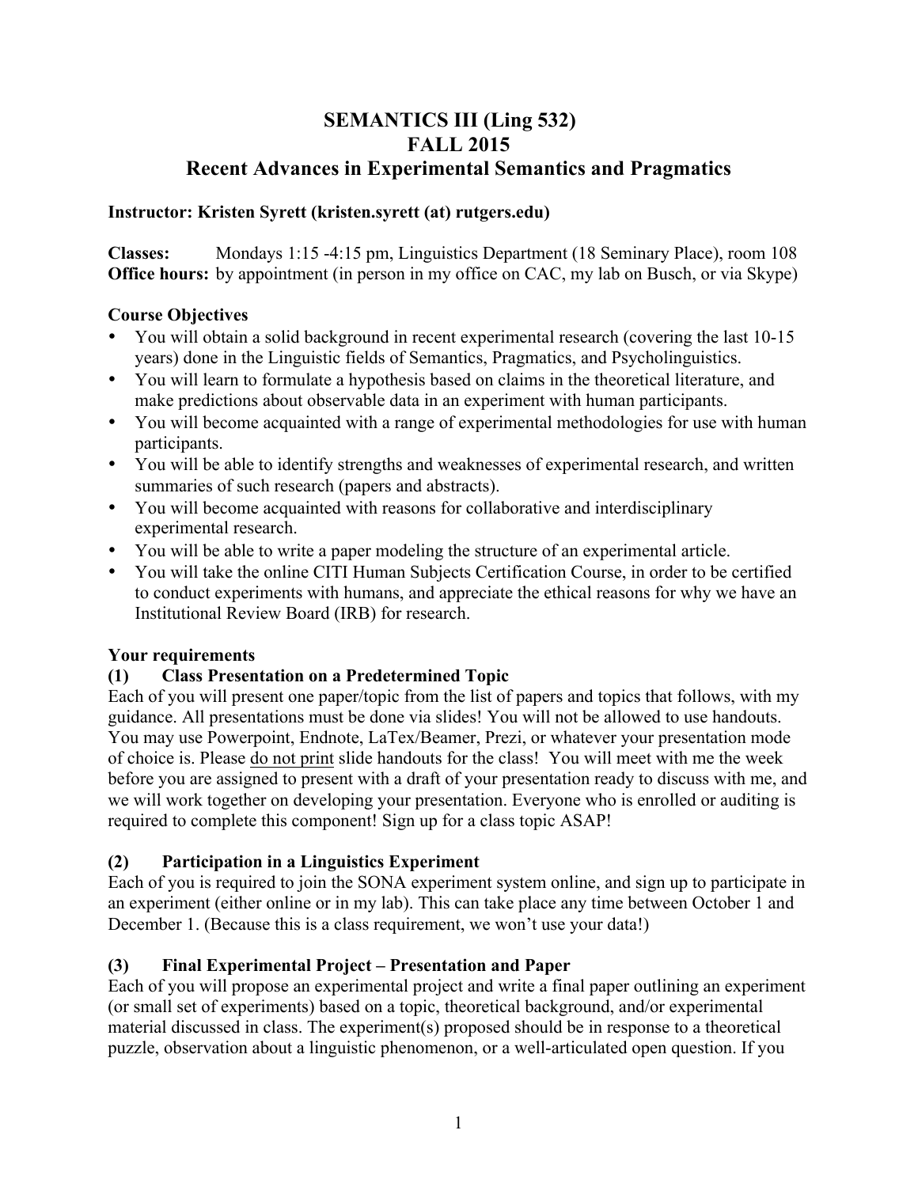# SEMANTICS III (Ling 532)
# FALL 2015
# Recent Advances in Experimental Semantics and Pragmatics

**Instructor: Kristen Syrett (kristen.syrett (at) rutgers.edu)**

**Classes:** Mondays 1:15 -4:15 pm, Linguistics Department (18 Seminary Place), room 108
**Office hours:** by appointment (in person in my office on CAC, my lab on Busch, or via Skype)

## Course Objectives

- You will obtain a solid background in recent experimental research (covering the last 10-15 years) done in the Linguistic fields of Semantics, Pragmatics, and Psycholinguistics.
- You will learn to formulate a hypothesis based on claims in the theoretical literature, and make predictions about observable data in an experiment with human participants.
- You will become acquainted with a range of experimental methodologies for use with human participants.
- You will be able to identify strengths and weaknesses of experimental research, and written summaries of such research (papers and abstracts).
- You will become acquainted with reasons for collaborative and interdisciplinary experimental research.
- You will be able to write a paper modeling the structure of an experimental article.
- You will take the online CITI Human Subjects Certification Course, in order to be certified to conduct experiments with humans, and appreciate the ethical reasons for why we have an Institutional Review Board (IRB) for research.

## Your requirements

### (1) Class Presentation on a Predetermined Topic

Each of you will present one paper/topic from the list of papers and topics that follows, with my guidance. All presentations must be done via slides! You will not be allowed to use handouts. You may use Powerpoint, Endnote, LaTex/Beamer, Prezi, or whatever your presentation mode of choice is. Please do not print slide handouts for the class! You will meet with me the week before you are assigned to present with a draft of your presentation ready to discuss with me, and we will work together on developing your presentation. Everyone who is enrolled or auditing is required to complete this component! Sign up for a class topic ASAP!

### (2) Participation in a Linguistics Experiment

Each of you is required to join the SONA experiment system online, and sign up to participate in an experiment (either online or in my lab). This can take place any time between October 1 and December 1. (Because this is a class requirement, we won't use your data!)

### (3) Final Experimental Project – Presentation and Paper

Each of you will propose an experimental project and write a final paper outlining an experiment (or small set of experiments) based on a topic, theoretical background, and/or experimental material discussed in class. The experiment(s) proposed should be in response to a theoretical puzzle, observation about a linguistic phenomenon, or a well-articulated open question. If you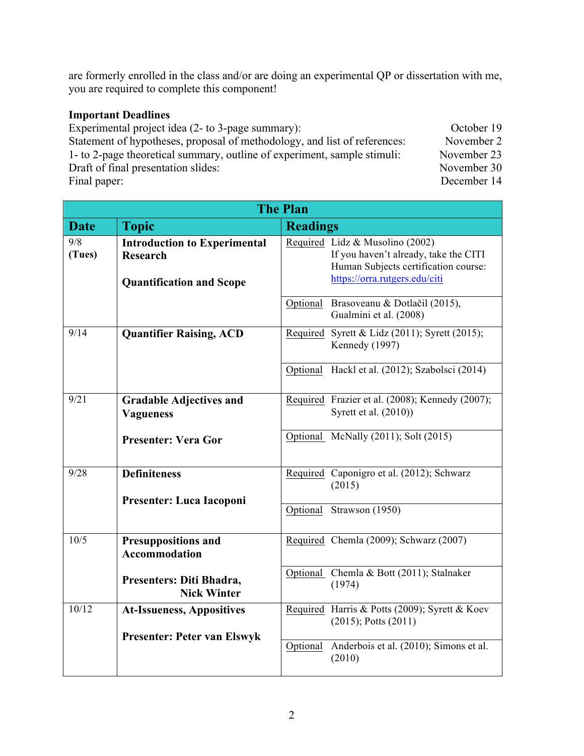are formerly enrolled in the class and/or are doing an experimental QP or dissertation with me, you are required to complete this component!

**Important Deadlines**

| | |
|---|---|
| Experimental project idea (2- to 3-page summary): | October 19 |
| Statement of hypotheses, proposal of methodology, and list of references: | November 2 |
| 1- to 2-page theoretical summary, outline of experiment, sample stimuli: | November 23 |
| Draft of final presentation slides: | November 30 |
| Final paper: | December 14 |

**The Plan**

| Date | Topic | | Readings |
|---|---|---|---|
| 9/8 (Tues) | **Introduction to Experimental Research**<br><br>**Quantification and Scope** | Required | Lidz & Musolino (2002)<br>If you haven't already, take the CITI Human Subjects certification course: https://orra.rutgers.edu/citi |
| | | Optional | Brasoveanu & Dotlačil (2015), Gualmini et al. (2008) |
| 9/14 | **Quantifier Raising, ACD** | Required | Syrett & Lidz (2011); Syrett (2015); Kennedy (1997) |
| | | Optional | Hackl et al. (2012); Szabolsci (2014) |
| 9/21 | **Gradable Adjectives and Vagueness**<br><br>**Presenter: Vera Gor** | Required | Frazier et al. (2008); Kennedy (2007); Syrett et al. (2010)) |
| | | Optional | McNally (2011); Solt (2015) |
| 9/28 | **Definiteness**<br><br>**Presenter: Luca Iacoponi** | Required | Caponigro et al. (2012); Schwarz (2015) |
| | | Optional | Strawson (1950) |
| 10/5 | **Presuppositions and Accommodation**<br><br>**Presenters: Diti Bhadra, Nick Winter** | Required | Chemla (2009); Schwarz (2007) |
| | | Optional | Chemla & Bott (2011); Stalnaker (1974) |
| 10/12 | **At-Issueness, Appositives**<br><br>**Presenter: Peter van Elswyk** | Required | Harris & Potts (2009); Syrett & Koev (2015); Potts (2011) |
| | | Optional | Anderbois et al. (2010); Simons et al. (2010) |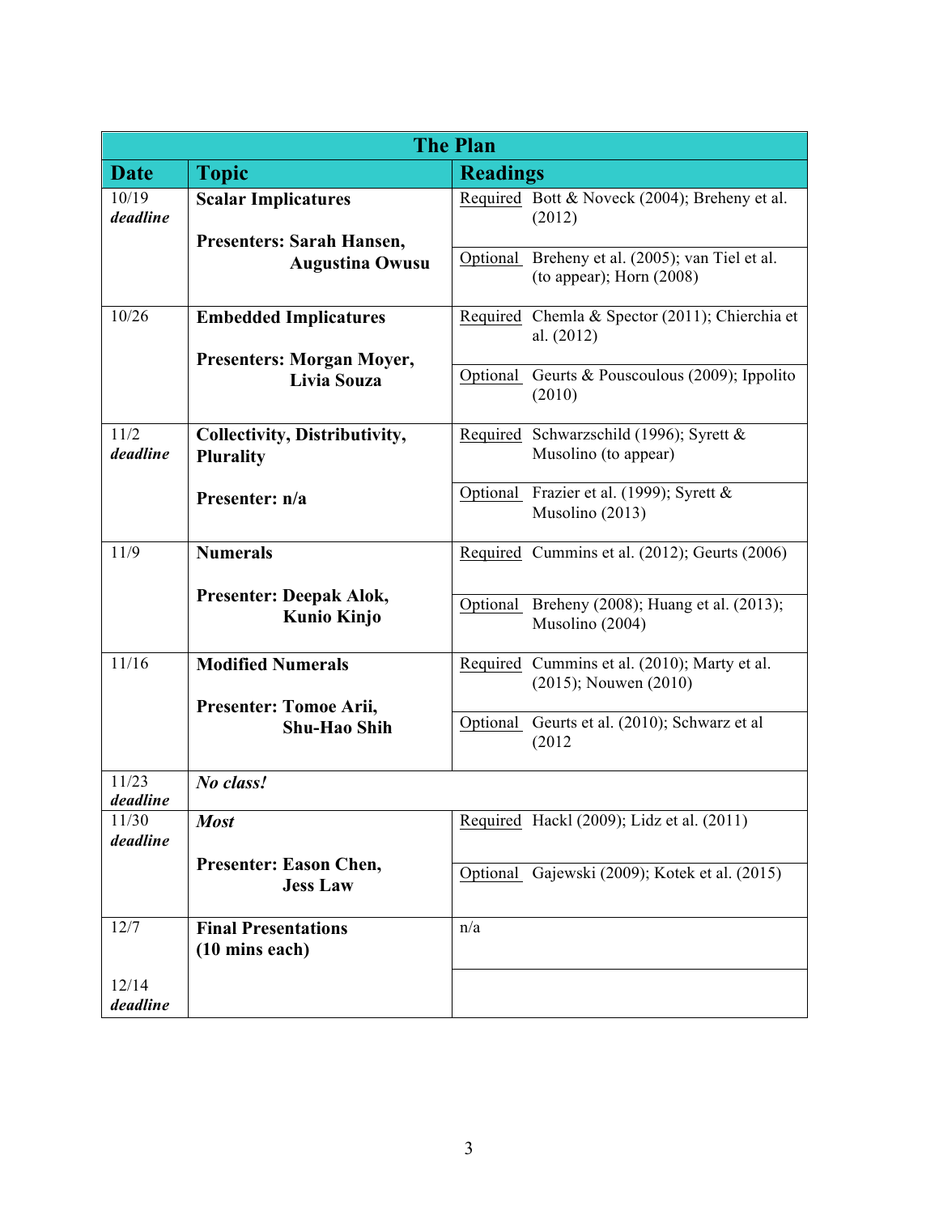| The Plan | | |
|---|---|---|
| **Date** | **Topic** | **Readings** |
| 10/19 *deadline* | **Scalar Implicatures**<br><br>**Presenters: Sarah Hansen, Augustina Owusu** | Required: Bott & Noveck (2004); Breheny et al. (2012)<br><br>Optional: Breheny et al. (2005); van Tiel et al. (to appear); Horn (2008) |
| 10/26 | **Embedded Implicatures**<br><br>**Presenters: Morgan Moyer, Livia Souza** | Required: Chemla & Spector (2011); Chierchia et al. (2012)<br><br>Optional: Geurts & Pouscoulous (2009); Ippolito (2010) |
| 11/2 *deadline* | **Collectivity, Distributivity, Plurality**<br><br>**Presenter: n/a** | Required: Schwarzschild (1996); Syrett & Musolino (to appear)<br><br>Optional: Frazier et al. (1999); Syrett & Musolino (2013) |
| 11/9 | **Numerals**<br><br>**Presenter: Deepak Alok, Kunio Kinjo** | Required: Cummins et al. (2012); Geurts (2006)<br><br>Optional: Breheny (2008); Huang et al. (2013); Musolino (2004) |
| 11/16 | **Modified Numerals**<br><br>**Presenter: Tomoe Arii, Shu-Hao Shih** | Required: Cummins et al. (2010); Marty et al. (2015); Nouwen (2010)<br><br>Optional: Geurts et al. (2010); Schwarz et al (2012 |
| 11/23 *deadline* | ***No class!*** | |
| 11/30 *deadline* | ***Most***<br><br>**Presenter: Eason Chen, Jess Law** | Required: Hackl (2009); Lidz et al. (2011)<br><br>Optional: Gajewski (2009); Kotek et al. (2015) |
| 12/7 | **Final Presentations (10 mins each)** | n/a |
| 12/14 *deadline* | | |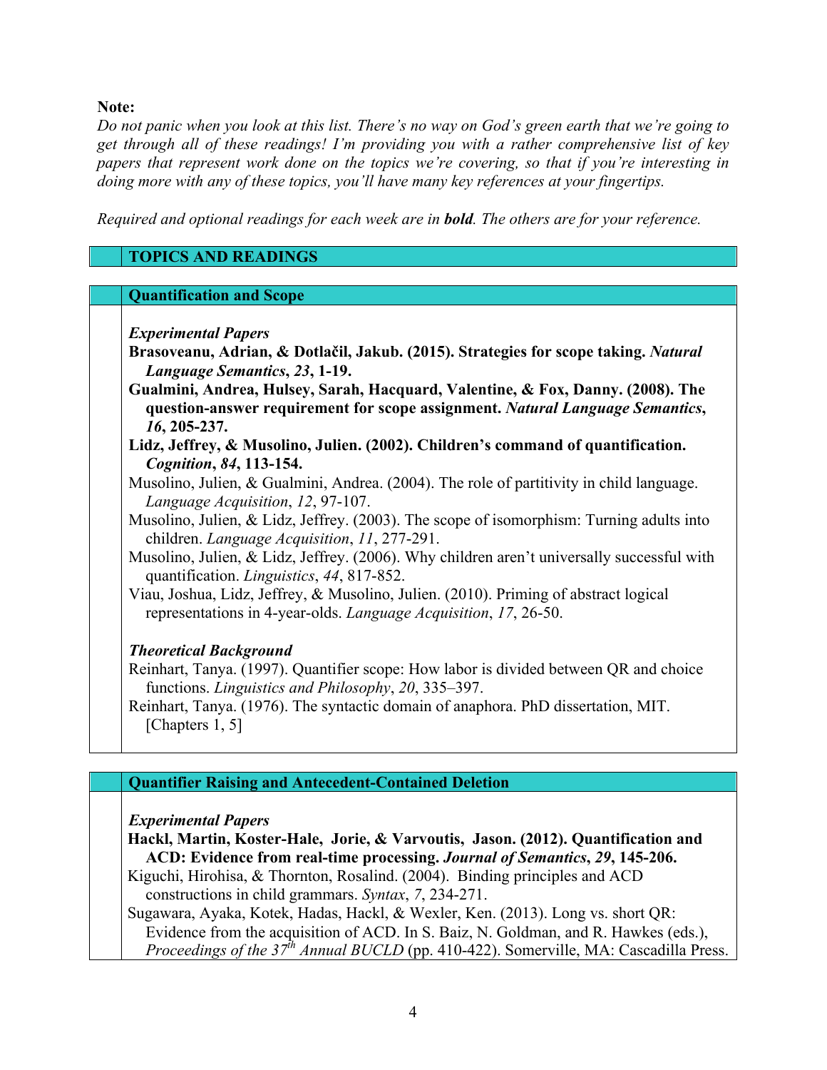**Note:**

*Do not panic when you look at this list. There's no way on God's green earth that we're going to get through all of these readings! I'm providing you with a rather comprehensive list of key papers that represent work done on the topics we're covering, so that if you're interesting in doing more with any of these topics, you'll have many key references at your fingertips.*

*Required and optional readings for each week are in **bold**. The others are for your reference.*

## TOPICS AND READINGS

### Quantification and Scope

***Experimental Papers***

**Brasoveanu, Adrian, & Dotlačil, Jakub. (2015). Strategies for scope taking. *Natural Language Semantics*, *23*, 1-19.**

**Gualmini, Andrea, Hulsey, Sarah, Hacquard, Valentine, & Fox, Danny. (2008). The question-answer requirement for scope assignment. *Natural Language Semantics*, *16*, 205-237.**

**Lidz, Jeffrey, & Musolino, Julien. (2002). Children's command of quantification. *Cognition*, *84*, 113-154.**

Musolino, Julien, & Gualmini, Andrea. (2004). The role of partitivity in child language. *Language Acquisition*, *12*, 97-107.

Musolino, Julien, & Lidz, Jeffrey. (2003). The scope of isomorphism: Turning adults into children. *Language Acquisition*, *11*, 277-291.

Musolino, Julien, & Lidz, Jeffrey. (2006). Why children aren't universally successful with quantification. *Linguistics*, *44*, 817-852.

Viau, Joshua, Lidz, Jeffrey, & Musolino, Julien. (2010). Priming of abstract logical representations in 4-year-olds. *Language Acquisition*, *17*, 26-50.

***Theoretical Background***

Reinhart, Tanya. (1997). Quantifier scope: How labor is divided between QR and choice functions. *Linguistics and Philosophy*, *20*, 335–397.

Reinhart, Tanya. (1976). The syntactic domain of anaphora. PhD dissertation, MIT. [Chapters 1, 5]

### Quantifier Raising and Antecedent-Contained Deletion

***Experimental Papers***

**Hackl, Martin, Koster-Hale, Jorie, & Varvoutis, Jason. (2012). Quantification and ACD: Evidence from real-time processing. *Journal of Semantics*, *29*, 145-206.**

Kiguchi, Hirohisa, & Thornton, Rosalind. (2004). Binding principles and ACD constructions in child grammars. *Syntax*, *7*, 234-271.

Sugawara, Ayaka, Kotek, Hadas, Hackl, & Wexler, Ken. (2013). Long vs. short QR: Evidence from the acquisition of ACD. In S. Baiz, N. Goldman, and R. Hawkes (eds.), *Proceedings of the 37th Annual BUCLD* (pp. 410-422). Somerville, MA: Cascadilla Press.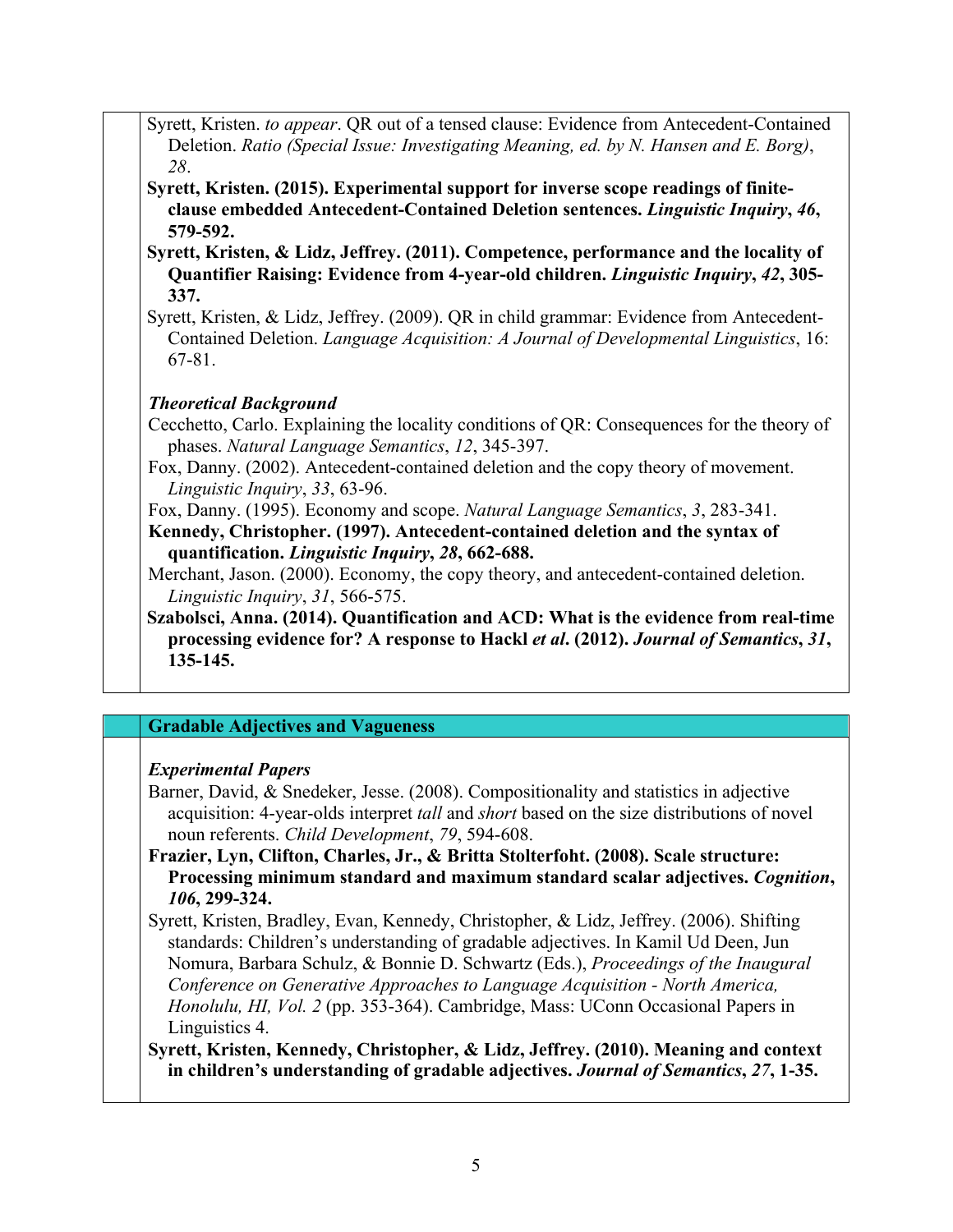Syrett, Kristen. *to appear*. QR out of a tensed clause: Evidence from Antecedent-Contained Deletion. *Ratio (Special Issue: Investigating Meaning, ed. by N. Hansen and E. Borg)*, *28*.

**Syrett, Kristen. (2015). Experimental support for inverse scope readings of finite-clause embedded Antecedent-Contained Deletion sentences. *Linguistic Inquiry*, *46*, 579-592.**

**Syrett, Kristen, & Lidz, Jeffrey. (2011). Competence, performance and the locality of Quantifier Raising: Evidence from 4-year-old children. *Linguistic Inquiry*, *42*, 305-337.**

Syrett, Kristen, & Lidz, Jeffrey. (2009). QR in child grammar: Evidence from Antecedent-Contained Deletion. *Language Acquisition: A Journal of Developmental Linguistics*, 16: 67-81.

***Theoretical Background***

Cecchetto, Carlo. Explaining the locality conditions of QR: Consequences for the theory of phases. *Natural Language Semantics*, *12*, 345-397.

Fox, Danny. (2002). Antecedent-contained deletion and the copy theory of movement. *Linguistic Inquiry*, *33*, 63-96.

Fox, Danny. (1995). Economy and scope. *Natural Language Semantics*, *3*, 283-341.

**Kennedy, Christopher. (1997). Antecedent-contained deletion and the syntax of quantification. *Linguistic Inquiry*, *28*, 662-688.**

Merchant, Jason. (2000). Economy, the copy theory, and antecedent-contained deletion. *Linguistic Inquiry*, *31*, 566-575.

**Szabolsci, Anna. (2014). Quantification and ACD: What is the evidence from real-time processing evidence for? A response to Hackl *et al*. (2012). *Journal of Semantics*, *31*, 135-145.**

## Gradable Adjectives and Vagueness

***Experimental Papers***

Barner, David, & Snedeker, Jesse. (2008). Compositionality and statistics in adjective acquisition: 4-year-olds interpret *tall* and *short* based on the size distributions of novel noun referents. *Child Development*, *79*, 594-608.

**Frazier, Lyn, Clifton, Charles, Jr., & Britta Stolterfoht. (2008). Scale structure: Processing minimum standard and maximum standard scalar adjectives. *Cognition*, *106*, 299-324.**

Syrett, Kristen, Bradley, Evan, Kennedy, Christopher, & Lidz, Jeffrey. (2006). Shifting standards: Children's understanding of gradable adjectives. In Kamil Ud Deen, Jun Nomura, Barbara Schulz, & Bonnie D. Schwartz (Eds.), *Proceedings of the Inaugural Conference on Generative Approaches to Language Acquisition - North America, Honolulu, HI, Vol. 2* (pp. 353-364). Cambridge, Mass: UConn Occasional Papers in Linguistics 4.

**Syrett, Kristen, Kennedy, Christopher, & Lidz, Jeffrey. (2010). Meaning and context in children's understanding of gradable adjectives. *Journal of Semantics*, *27*, 1-35.**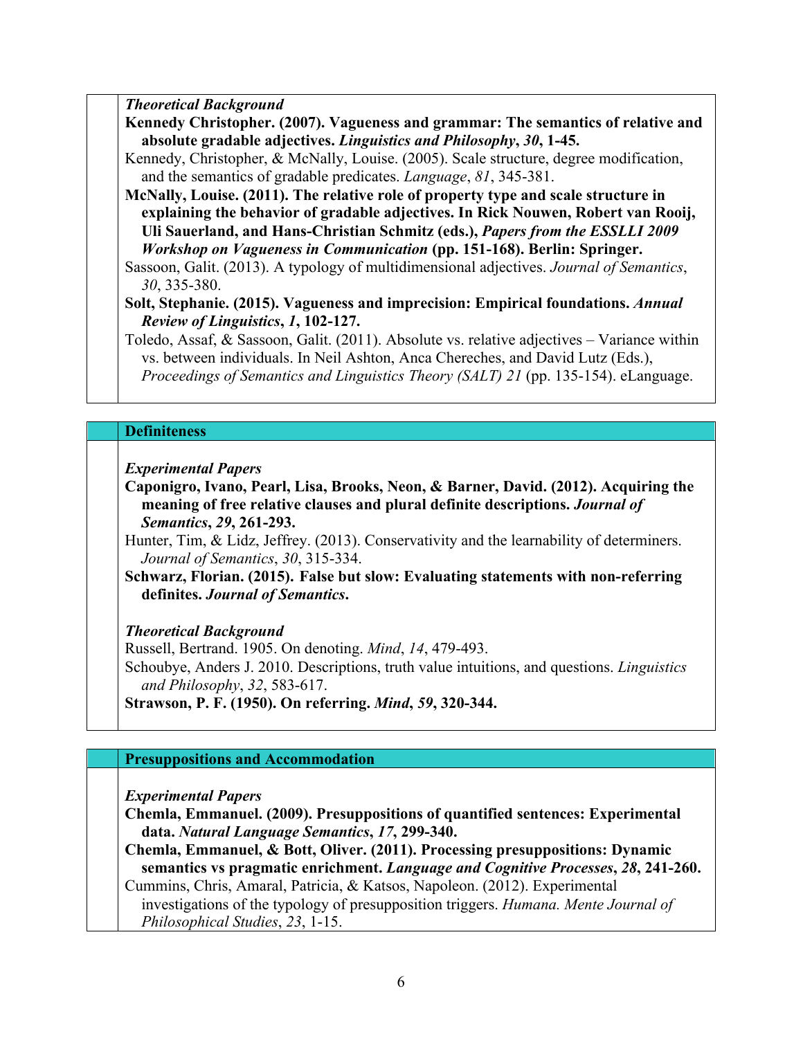*Theoretical Background*

**Kennedy Christopher. (2007). Vagueness and grammar: The semantics of relative and absolute gradable adjectives. *Linguistics and Philosophy*, *30*, 1-45.**

Kennedy, Christopher, & McNally, Louise. (2005). Scale structure, degree modification, and the semantics of gradable predicates. *Language*, *81*, 345-381.

**McNally, Louise. (2011). The relative role of property type and scale structure in explaining the behavior of gradable adjectives. In Rick Nouwen, Robert van Rooij, Uli Sauerland, and Hans-Christian Schmitz (eds.), *Papers from the ESSLLI 2009 Workshop on Vagueness in Communication* (pp. 151-168). Berlin: Springer.**

Sassoon, Galit. (2013). A typology of multidimensional adjectives. *Journal of Semantics*, *30*, 335-380.

**Solt, Stephanie. (2015). Vagueness and imprecision: Empirical foundations. *Annual Review of Linguistics*, *1*, 102-127.**

Toledo, Assaf, & Sassoon, Galit. (2011). Absolute vs. relative adjectives – Variance within vs. between individuals. In Neil Ashton, Anca Chereches, and David Lutz (Eds.), *Proceedings of Semantics and Linguistics Theory (SALT) 21* (pp. 135-154). eLanguage.

## Definiteness

*Experimental Papers*

**Caponigro, Ivano, Pearl, Lisa, Brooks, Neon, & Barner, David. (2012). Acquiring the meaning of free relative clauses and plural definite descriptions. *Journal of Semantics*, *29*, 261-293.**

Hunter, Tim, & Lidz, Jeffrey. (2013). Conservativity and the learnability of determiners. *Journal of Semantics*, *30*, 315-334.

**Schwarz, Florian. (2015). False but slow: Evaluating statements with non-referring definites. *Journal of Semantics*.**

*Theoretical Background*

Russell, Bertrand. 1905. On denoting. *Mind*, *14*, 479-493.

Schoubye, Anders J. 2010. Descriptions, truth value intuitions, and questions. *Linguistics and Philosophy*, *32*, 583-617.

**Strawson, P. F. (1950). On referring. *Mind*, *59*, 320-344.**

## Presuppositions and Accommodation

*Experimental Papers*

**Chemla, Emmanuel. (2009). Presuppositions of quantified sentences: Experimental data. *Natural Language Semantics*, *17*, 299-340.**

**Chemla, Emmanuel, & Bott, Oliver. (2011). Processing presuppositions: Dynamic semantics vs pragmatic enrichment. *Language and Cognitive Processes*, *28*, 241-260.**

Cummins, Chris, Amaral, Patricia, & Katsos, Napoleon. (2012). Experimental investigations of the typology of presupposition triggers. *Humana. Mente Journal of Philosophical Studies*, *23*, 1-15.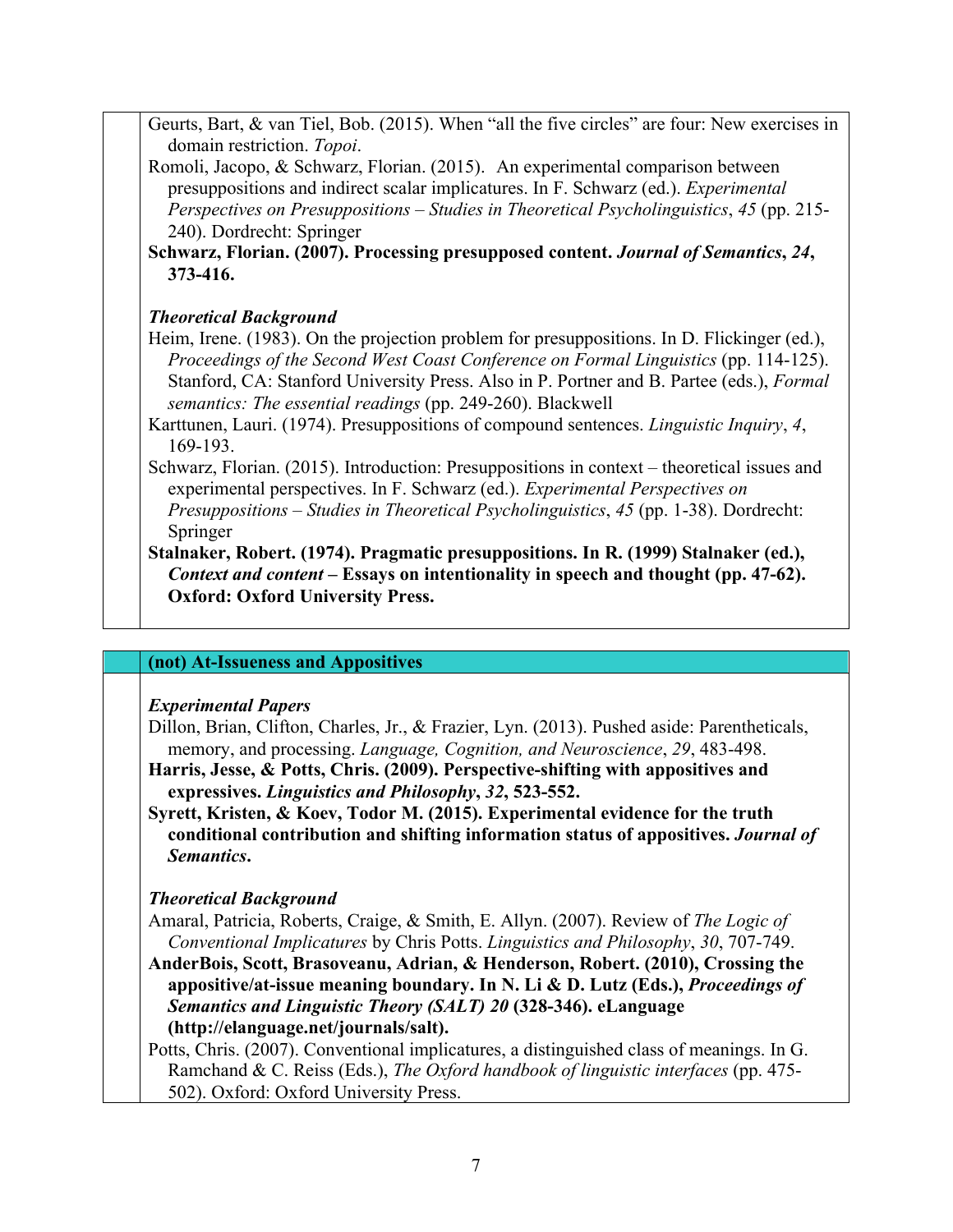Geurts, Bart, & van Tiel, Bob. (2015). When "all the five circles" are four: New exercises in domain restriction. *Topoi*.

Romoli, Jacopo, & Schwarz, Florian. (2015). An experimental comparison between presuppositions and indirect scalar implicatures. In F. Schwarz (ed.). *Experimental Perspectives on Presuppositions – Studies in Theoretical Psycholinguistics*, *45* (pp. 215-240). Dordrecht: Springer

**Schwarz, Florian. (2007). Processing presupposed content. *Journal of Semantics*, *24*, 373-416.**

***Theoretical Background***

Heim, Irene. (1983). On the projection problem for presuppositions. In D. Flickinger (ed.), *Proceedings of the Second West Coast Conference on Formal Linguistics* (pp. 114-125). Stanford, CA: Stanford University Press. Also in P. Portner and B. Partee (eds.), *Formal semantics: The essential readings* (pp. 249-260). Blackwell

Karttunen, Lauri. (1974). Presuppositions of compound sentences. *Linguistic Inquiry*, *4*, 169-193.

Schwarz, Florian. (2015). Introduction: Presuppositions in context – theoretical issues and experimental perspectives. In F. Schwarz (ed.). *Experimental Perspectives on Presuppositions – Studies in Theoretical Psycholinguistics*, *45* (pp. 1-38). Dordrecht: Springer

**Stalnaker, Robert. (1974). Pragmatic presuppositions. In R. (1999) Stalnaker (ed.), *Context and content* – Essays on intentionality in speech and thought (pp. 47-62). Oxford: Oxford University Press.**

## (not) At-Issueness and Appositives

***Experimental Papers***

Dillon, Brian, Clifton, Charles, Jr., & Frazier, Lyn. (2013). Pushed aside: Parentheticals, memory, and processing. *Language, Cognition, and Neuroscience*, *29*, 483-498.

**Harris, Jesse, & Potts, Chris. (2009). Perspective-shifting with appositives and expressives. *Linguistics and Philosophy*, *32*, 523-552.**

**Syrett, Kristen, & Koev, Todor M. (2015). Experimental evidence for the truth conditional contribution and shifting information status of appositives. *Journal of Semantics*.**

***Theoretical Background***

Amaral, Patricia, Roberts, Craige, & Smith, E. Allyn. (2007). Review of *The Logic of Conventional Implicatures* by Chris Potts. *Linguistics and Philosophy*, *30*, 707-749.

**AnderBois, Scott, Brasoveanu, Adrian, & Henderson, Robert. (2010), Crossing the appositive/at-issue meaning boundary. In N. Li & D. Lutz (Eds.), *Proceedings of Semantics and Linguistic Theory (SALT) 20* (328-346). eLanguage (http://elanguage.net/journals/salt).**

Potts, Chris. (2007). Conventional implicatures, a distinguished class of meanings. In G. Ramchand & C. Reiss (Eds.), *The Oxford handbook of linguistic interfaces* (pp. 475-502). Oxford: Oxford University Press.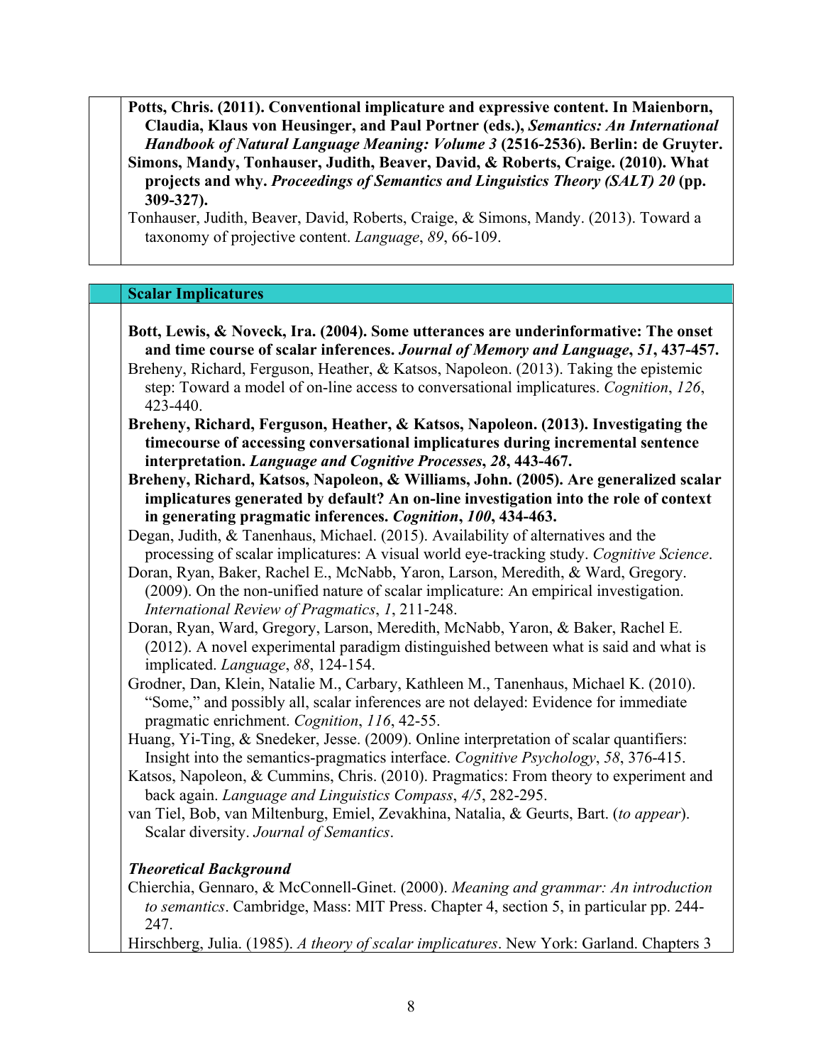**Potts, Chris. (2011). Conventional implicature and expressive content. In Maienborn, Claudia, Klaus von Heusinger, and Paul Portner (eds.), *Semantics: An International Handbook of Natural Language Meaning: Volume 3* (2516-2536). Berlin: de Gruyter.**

**Simons, Mandy, Tonhauser, Judith, Beaver, David, & Roberts, Craige. (2010). What projects and why. *Proceedings of Semantics and Linguistics Theory (SALT) 20* (pp. 309-327).**

Tonhauser, Judith, Beaver, David, Roberts, Craige, & Simons, Mandy. (2013). Toward a taxonomy of projective content. *Language*, *89*, 66-109.

## Scalar Implicatures

**Bott, Lewis, & Noveck, Ira. (2004). Some utterances are underinformative: The onset and time course of scalar inferences. *Journal of Memory and Language*, *51*, 437-457.**

Breheny, Richard, Ferguson, Heather, & Katsos, Napoleon. (2013). Taking the epistemic step: Toward a model of on-line access to conversational implicatures. *Cognition*, *126*, 423-440.

**Breheny, Richard, Ferguson, Heather, & Katsos, Napoleon. (2013). Investigating the timecourse of accessing conversational implicatures during incremental sentence interpretation. *Language and Cognitive Processes*, *28*, 443-467.**

**Breheny, Richard, Katsos, Napoleon, & Williams, John. (2005). Are generalized scalar implicatures generated by default? An on-line investigation into the role of context in generating pragmatic inferences. *Cognition*, *100*, 434-463.**

Degan, Judith, & Tanenhaus, Michael. (2015). Availability of alternatives and the processing of scalar implicatures: A visual world eye-tracking study. *Cognitive Science*.

Doran, Ryan, Baker, Rachel E., McNabb, Yaron, Larson, Meredith, & Ward, Gregory. (2009). On the non-unified nature of scalar implicature: An empirical investigation. *International Review of Pragmatics*, *1*, 211-248.

Doran, Ryan, Ward, Gregory, Larson, Meredith, McNabb, Yaron, & Baker, Rachel E. (2012). A novel experimental paradigm distinguished between what is said and what is implicated. *Language*, *88*, 124-154.

Grodner, Dan, Klein, Natalie M., Carbary, Kathleen M., Tanenhaus, Michael K. (2010). "Some," and possibly all, scalar inferences are not delayed: Evidence for immediate pragmatic enrichment. *Cognition*, *116*, 42-55.

Huang, Yi-Ting, & Snedeker, Jesse. (2009). Online interpretation of scalar quantifiers: Insight into the semantics-pragmatics interface. *Cognitive Psychology*, *58*, 376-415.

Katsos, Napoleon, & Cummins, Chris. (2010). Pragmatics: From theory to experiment and back again. *Language and Linguistics Compass*, *4/5*, 282-295.

van Tiel, Bob, van Miltenburg, Emiel, Zevakhina, Natalia, & Geurts, Bart. (*to appear*). Scalar diversity. *Journal of Semantics*.

***Theoretical Background***

Chierchia, Gennaro, & McConnell-Ginet. (2000). *Meaning and grammar: An introduction to semantics*. Cambridge, Mass: MIT Press. Chapter 4, section 5, in particular pp. 244-247.

Hirschberg, Julia. (1985). *A theory of scalar implicatures*. New York: Garland. Chapters 3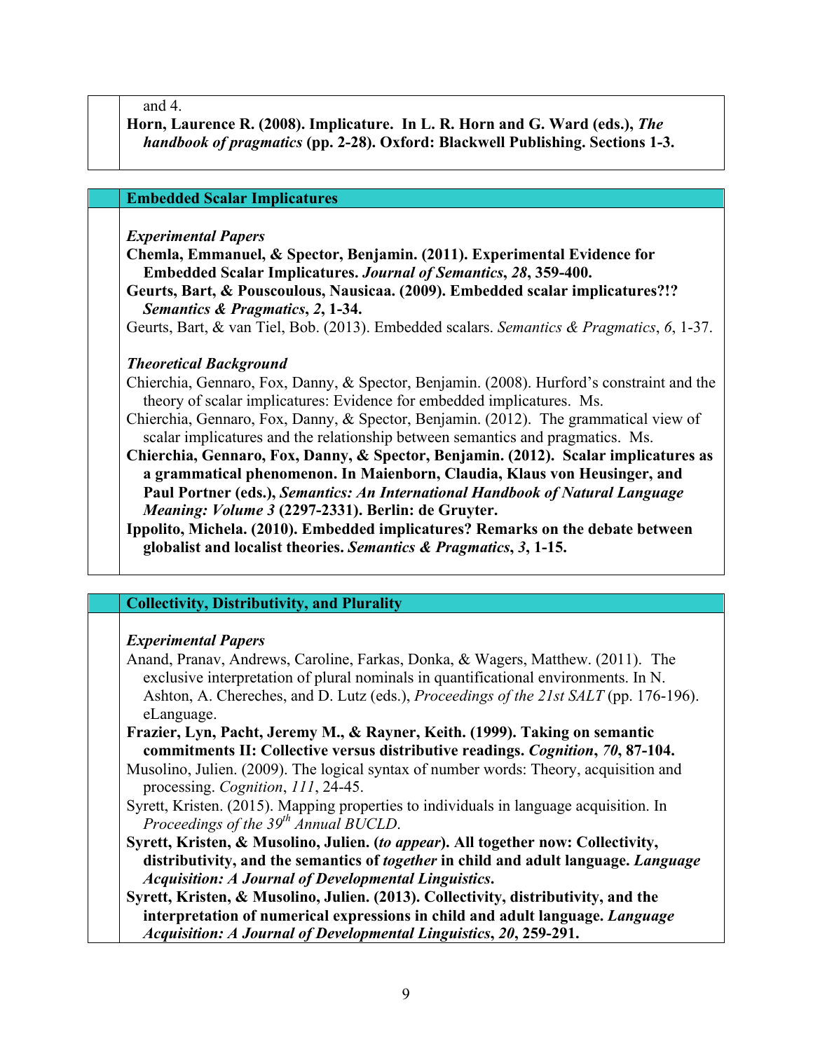and 4.

**Horn, Laurence R. (2008). Implicature. In L. R. Horn and G. Ward (eds.), *The handbook of pragmatics* (pp. 2-28). Oxford: Blackwell Publishing. Sections 1-3.**

## Embedded Scalar Implicatures

***Experimental Papers***

**Chemla, Emmanuel, & Spector, Benjamin. (2011). Experimental Evidence for Embedded Scalar Implicatures. *Journal of Semantics*, *28*, 359-400.**

**Geurts, Bart, & Pouscoulous, Nausicaa. (2009). Embedded scalar implicatures?!? *Semantics & Pragmatics*, *2*, 1-34.**

Geurts, Bart, & van Tiel, Bob. (2013). Embedded scalars. *Semantics & Pragmatics*, *6*, 1-37.

***Theoretical Background***

Chierchia, Gennaro, Fox, Danny, & Spector, Benjamin. (2008). Hurford's constraint and the theory of scalar implicatures: Evidence for embedded implicatures. Ms.

Chierchia, Gennaro, Fox, Danny, & Spector, Benjamin. (2012). The grammatical view of scalar implicatures and the relationship between semantics and pragmatics. Ms.

**Chierchia, Gennaro, Fox, Danny, & Spector, Benjamin. (2012). Scalar implicatures as a grammatical phenomenon. In Maienborn, Claudia, Klaus von Heusinger, and Paul Portner (eds.), *Semantics: An International Handbook of Natural Language Meaning: Volume 3* (2297-2331). Berlin: de Gruyter.**

**Ippolito, Michela. (2010). Embedded implicatures? Remarks on the debate between globalist and localist theories. *Semantics & Pragmatics*, *3*, 1-15.**

## Collectivity, Distributivity, and Plurality

***Experimental Papers***

Anand, Pranav, Andrews, Caroline, Farkas, Donka, & Wagers, Matthew. (2011). The exclusive interpretation of plural nominals in quantificational environments. In N. Ashton, A. Chereches, and D. Lutz (eds.), *Proceedings of the 21st SALT* (pp. 176-196). eLanguage.

**Frazier, Lyn, Pacht, Jeremy M., & Rayner, Keith. (1999). Taking on semantic commitments II: Collective versus distributive readings. *Cognition*, *70*, 87-104.**

Musolino, Julien. (2009). The logical syntax of number words: Theory, acquisition and processing. *Cognition*, *111*, 24-45.

Syrett, Kristen. (2015). Mapping properties to individuals in language acquisition. In *Proceedings of the 39th Annual BUCLD*.

**Syrett, Kristen, & Musolino, Julien. (*to appear*). All together now: Collectivity, distributivity, and the semantics of *together* in child and adult language. *Language Acquisition: A Journal of Developmental Linguistics*.**

**Syrett, Kristen, & Musolino, Julien. (2013). Collectivity, distributivity, and the interpretation of numerical expressions in child and adult language. *Language Acquisition: A Journal of Developmental Linguistics*, *20*, 259-291.**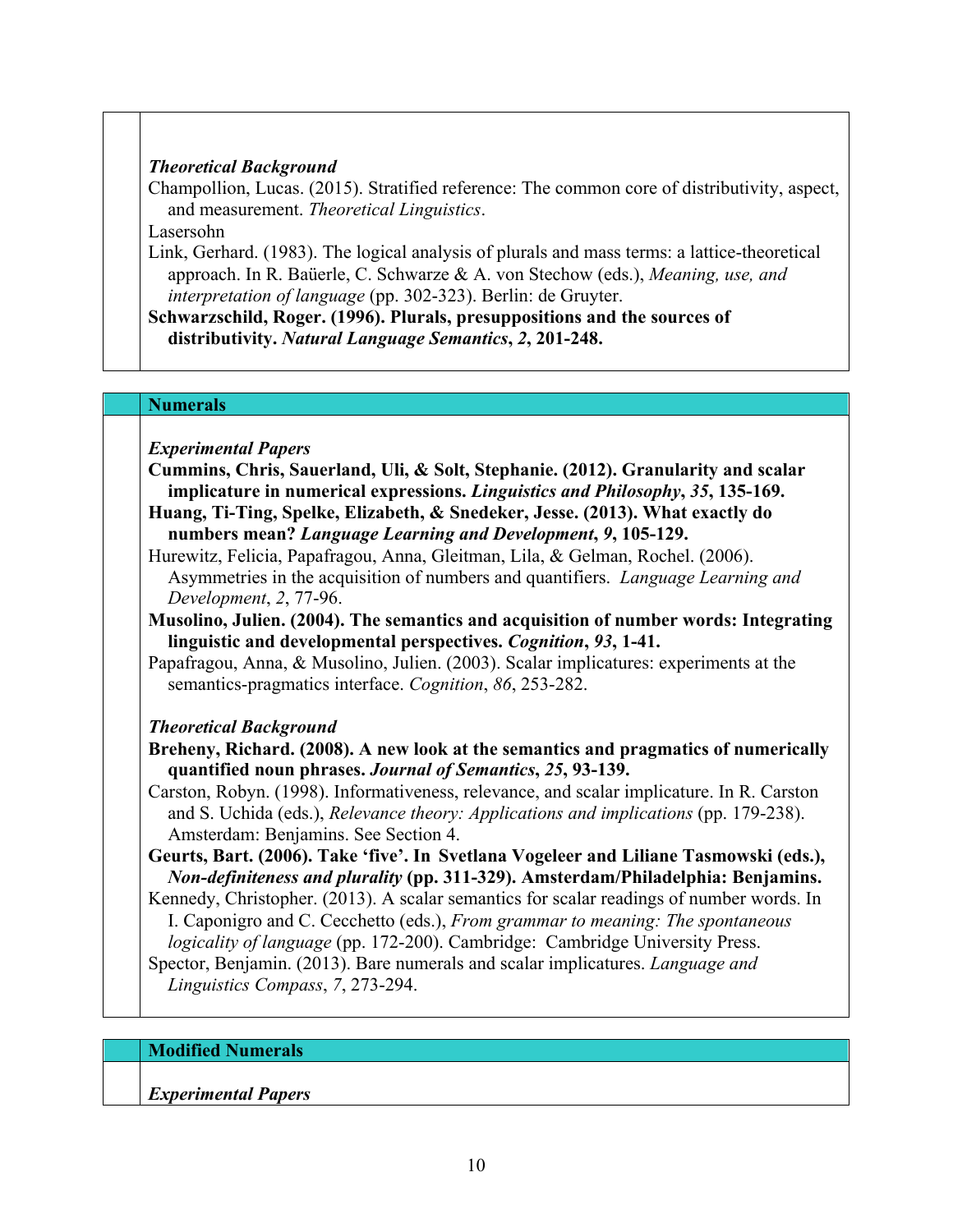*Theoretical Background*

Champollion, Lucas. (2015). Stratified reference: The common core of distributivity, aspect, and measurement. *Theoretical Linguistics*.

Lasersohn

Link, Gerhard. (1983). The logical analysis of plurals and mass terms: a lattice-theoretical approach. In R. Baüerle, C. Schwarze & A. von Stechow (eds.), *Meaning, use, and interpretation of language* (pp. 302-323). Berlin: de Gruyter.

**Schwarzschild, Roger. (1996). Plurals, presuppositions and the sources of distributivity. *Natural Language Semantics*, *2*, 201-248.**

## Numerals

*Experimental Papers*

**Cummins, Chris, Sauerland, Uli, & Solt, Stephanie. (2012). Granularity and scalar implicature in numerical expressions. *Linguistics and Philosophy*, *35*, 135-169.**

**Huang, Ti-Ting, Spelke, Elizabeth, & Snedeker, Jesse. (2013). What exactly do numbers mean? *Language Learning and Development*, *9*, 105-129.**

Hurewitz, Felicia, Papafragou, Anna, Gleitman, Lila, & Gelman, Rochel. (2006). Asymmetries in the acquisition of numbers and quantifiers. *Language Learning and Development*, *2*, 77-96.

**Musolino, Julien. (2004). The semantics and acquisition of number words: Integrating linguistic and developmental perspectives. *Cognition*, *93*, 1-41.**

Papafragou, Anna, & Musolino, Julien. (2003). Scalar implicatures: experiments at the semantics-pragmatics interface. *Cognition*, *86*, 253-282.

*Theoretical Background*

**Breheny, Richard. (2008). A new look at the semantics and pragmatics of numerically quantified noun phrases. *Journal of Semantics*, *25*, 93-139.**

Carston, Robyn. (1998). Informativeness, relevance, and scalar implicature. In R. Carston and S. Uchida (eds.), *Relevance theory: Applications and implications* (pp. 179-238). Amsterdam: Benjamins. See Section 4.

**Geurts, Bart. (2006). Take 'five'. In Svetlana Vogeleer and Liliane Tasmowski (eds.), *Non-definiteness and plurality* (pp. 311-329). Amsterdam/Philadelphia: Benjamins.**

Kennedy, Christopher. (2013). A scalar semantics for scalar readings of number words. In I. Caponigro and C. Cecchetto (eds.), *From grammar to meaning: The spontaneous logicality of language* (pp. 172-200). Cambridge: Cambridge University Press.

Spector, Benjamin. (2013). Bare numerals and scalar implicatures. *Language and Linguistics Compass*, *7*, 273-294.

## Modified Numerals

*Experimental Papers*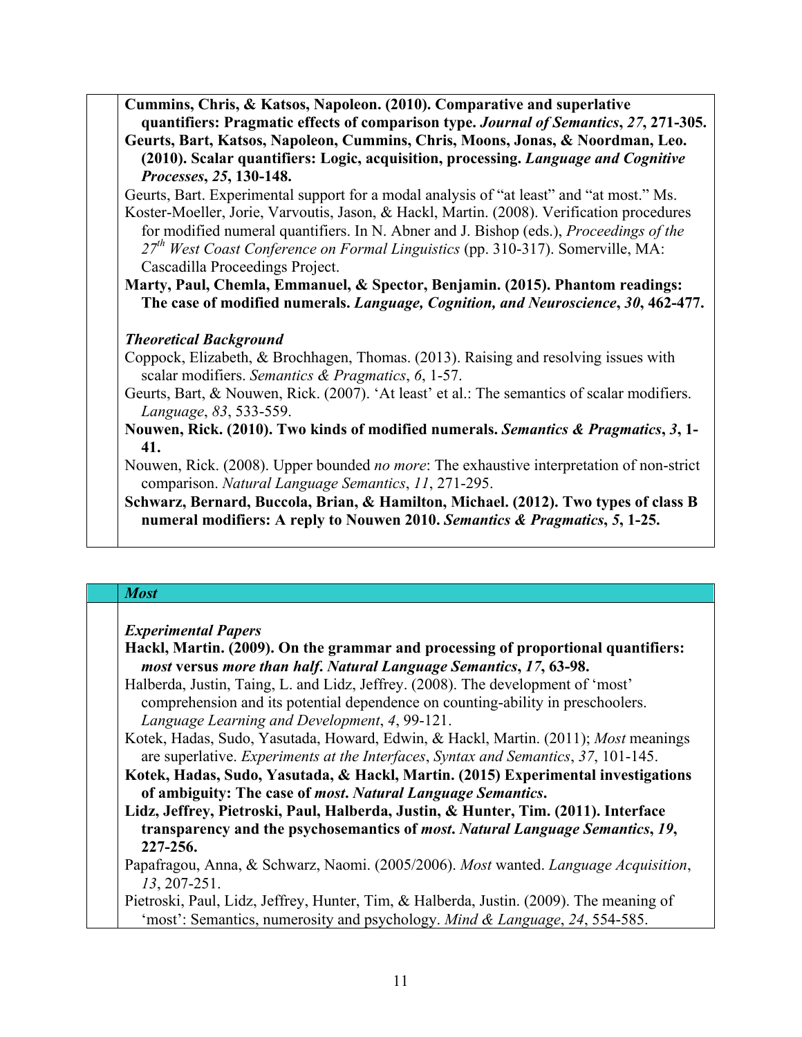**Cummins, Chris, & Katsos, Napoleon. (2010). Comparative and superlative quantifiers: Pragmatic effects of comparison type. *Journal of Semantics*, *27*, 271-305.**

**Geurts, Bart, Katsos, Napoleon, Cummins, Chris, Moons, Jonas, & Noordman, Leo. (2010). Scalar quantifiers: Logic, acquisition, processing. *Language and Cognitive Processes*, *25*, 130-148.**

Geurts, Bart. Experimental support for a modal analysis of "at least" and "at most." Ms.

Koster-Moeller, Jorie, Varvoutis, Jason, & Hackl, Martin. (2008). Verification procedures for modified numeral quantifiers. In N. Abner and J. Bishop (eds.), *Proceedings of the 27th West Coast Conference on Formal Linguistics* (pp. 310-317). Somerville, MA: Cascadilla Proceedings Project.

**Marty, Paul, Chemla, Emmanuel, & Spector, Benjamin. (2015). Phantom readings: The case of modified numerals. *Language, Cognition, and Neuroscience*, *30*, 462-477.**

***Theoretical Background***

Coppock, Elizabeth, & Brochhagen, Thomas. (2013). Raising and resolving issues with scalar modifiers. *Semantics & Pragmatics*, *6*, 1-57.

Geurts, Bart, & Nouwen, Rick. (2007). 'At least' et al.: The semantics of scalar modifiers. *Language*, *83*, 533-559.

**Nouwen, Rick. (2010). Two kinds of modified numerals. *Semantics & Pragmatics*, *3*, 1-41.**

Nouwen, Rick. (2008). Upper bounded *no more*: The exhaustive interpretation of non-strict comparison. *Natural Language Semantics*, *11*, 271-295.

**Schwarz, Bernard, Buccola, Brian, & Hamilton, Michael. (2012). Two types of class B numeral modifiers: A reply to Nouwen 2010. *Semantics & Pragmatics*, *5*, 1-25.**

## *Most*

***Experimental Papers***

**Hackl, Martin. (2009). On the grammar and processing of proportional quantifiers: *most* versus *more than half*. *Natural Language Semantics*, *17*, 63-98.**

Halberda, Justin, Taing, L. and Lidz, Jeffrey. (2008). The development of 'most' comprehension and its potential dependence on counting-ability in preschoolers. *Language Learning and Development*, *4*, 99-121.

Kotek, Hadas, Sudo, Yasutada, Howard, Edwin, & Hackl, Martin. (2011); *Most* meanings are superlative. *Experiments at the Interfaces*, *Syntax and Semantics*, *37*, 101-145.

**Kotek, Hadas, Sudo, Yasutada, & Hackl, Martin. (2015) Experimental investigations of ambiguity: The case of *most*. *Natural Language Semantics*.**

**Lidz, Jeffrey, Pietroski, Paul, Halberda, Justin, & Hunter, Tim. (2011). Interface transparency and the psychosemantics of *most*. *Natural Language Semantics*, *19*, 227-256.**

Papafragou, Anna, & Schwarz, Naomi. (2005/2006). *Most* wanted. *Language Acquisition*, *13*, 207-251.

Pietroski, Paul, Lidz, Jeffrey, Hunter, Tim, & Halberda, Justin. (2009). The meaning of 'most': Semantics, numerosity and psychology. *Mind & Language*, *24*, 554-585.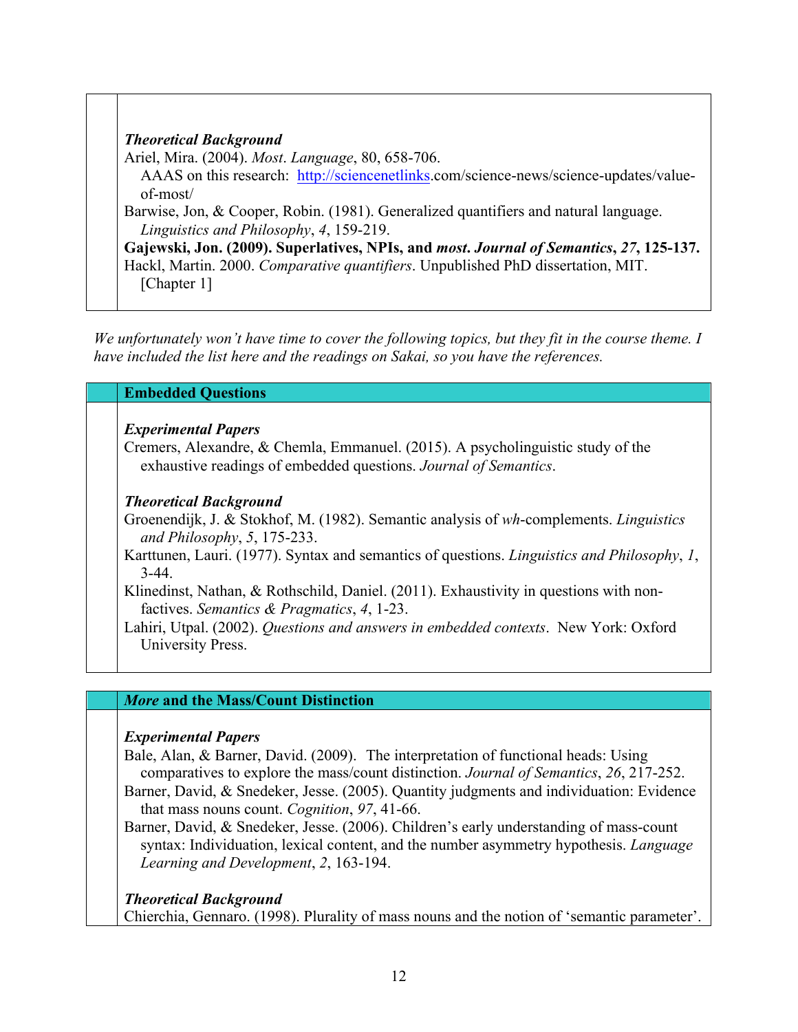***Theoretical Background***

Ariel, Mira. (2004). *Most*. *Language*, 80, 658-706.
  AAAS on this research: http://sciencenetlinks.com/science-news/science-updates/value-of-most/

Barwise, Jon, & Cooper, Robin. (1981). Generalized quantifiers and natural language. *Linguistics and Philosophy*, *4*, 159-219.

**Gajewski, Jon. (2009). Superlatives, NPIs, and *most*. *Journal of Semantics*, *27*, 125-137.**

Hackl, Martin. 2000. *Comparative quantifiers*. Unpublished PhD dissertation, MIT. [Chapter 1]

*We unfortunately won't have time to cover the following topics, but they fit in the course theme. I have included the list here and the readings on Sakai, so you have the references.*

## Embedded Questions

***Experimental Papers***

Cremers, Alexandre, & Chemla, Emmanuel. (2015). A psycholinguistic study of the exhaustive readings of embedded questions. *Journal of Semantics*.

***Theoretical Background***

Groenendijk, J. & Stokhof, M. (1982). Semantic analysis of *wh*-complements. *Linguistics and Philosophy*, *5*, 175-233.

Karttunen, Lauri. (1977). Syntax and semantics of questions. *Linguistics and Philosophy*, *1*, 3-44.

Klinedinst, Nathan, & Rothschild, Daniel. (2011). Exhaustivity in questions with non-factives. *Semantics & Pragmatics*, *4*, 1-23.

Lahiri, Utpal. (2002). *Questions and answers in embedded contexts*. New York: Oxford University Press.

## *More* and the Mass/Count Distinction

***Experimental Papers***

Bale, Alan, & Barner, David. (2009). The interpretation of functional heads: Using comparatives to explore the mass/count distinction. *Journal of Semantics*, *26*, 217-252.

Barner, David, & Snedeker, Jesse. (2005). Quantity judgments and individuation: Evidence that mass nouns count. *Cognition*, *97*, 41-66.

Barner, David, & Snedeker, Jesse. (2006). Children's early understanding of mass-count syntax: Individuation, lexical content, and the number asymmetry hypothesis. *Language Learning and Development*, *2*, 163-194.

***Theoretical Background***

Chierchia, Gennaro. (1998). Plurality of mass nouns and the notion of 'semantic parameter'.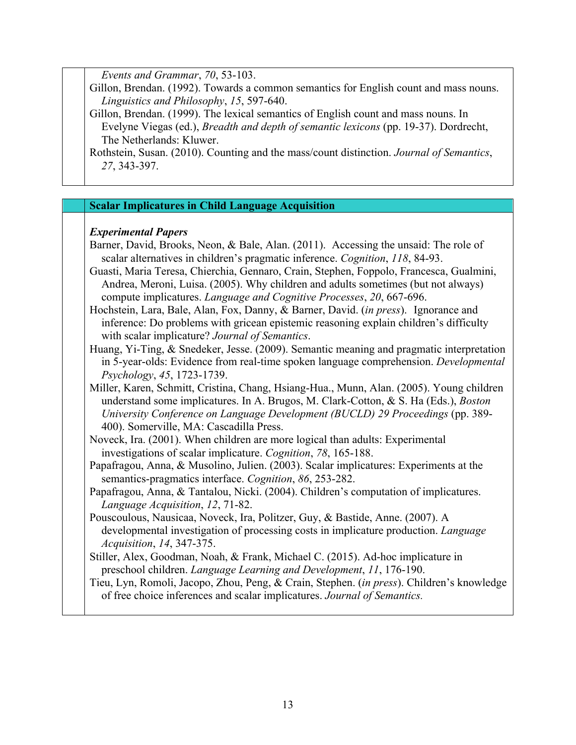*Events and Grammar*, *70*, 53-103.

Gillon, Brendan. (1992). Towards a common semantics for English count and mass nouns. *Linguistics and Philosophy*, *15*, 597-640.

Gillon, Brendan. (1999). The lexical semantics of English count and mass nouns. In Evelyne Viegas (ed.), *Breadth and depth of semantic lexicons* (pp. 19-37). Dordrecht, The Netherlands: Kluwer.

Rothstein, Susan. (2010). Counting and the mass/count distinction. *Journal of Semantics*, *27*, 343-397.

## Scalar Implicatures in Child Language Acquisition

### *Experimental Papers*

Barner, David, Brooks, Neon, & Bale, Alan. (2011). Accessing the unsaid: The role of scalar alternatives in children's pragmatic inference. *Cognition*, *118*, 84-93.

Guasti, Maria Teresa, Chierchia, Gennaro, Crain, Stephen, Foppolo, Francesca, Gualmini, Andrea, Meroni, Luisa. (2005). Why children and adults sometimes (but not always) compute implicatures. *Language and Cognitive Processes*, *20*, 667-696.

Hochstein, Lara, Bale, Alan, Fox, Danny, & Barner, David. (*in press*). Ignorance and inference: Do problems with gricean epistemic reasoning explain children's difficulty with scalar implicature? *Journal of Semantics*.

Huang, Yi-Ting, & Snedeker, Jesse. (2009). Semantic meaning and pragmatic interpretation in 5-year-olds: Evidence from real-time spoken language comprehension. *Developmental Psychology*, *45*, 1723-1739.

Miller, Karen, Schmitt, Cristina, Chang, Hsiang-Hua., Munn, Alan. (2005). Young children understand some implicatures. In A. Brugos, M. Clark-Cotton, & S. Ha (Eds.), *Boston University Conference on Language Development (BUCLD) 29 Proceedings* (pp. 389-400). Somerville, MA: Cascadilla Press.

Noveck, Ira. (2001). When children are more logical than adults: Experimental investigations of scalar implicature. *Cognition*, *78*, 165-188.

Papafragou, Anna, & Musolino, Julien. (2003). Scalar implicatures: Experiments at the semantics-pragmatics interface. *Cognition*, *86*, 253-282.

Papafragou, Anna, & Tantalou, Nicki. (2004). Children's computation of implicatures. *Language Acquisition*, *12*, 71-82.

Pouscoulous, Nausicaa, Noveck, Ira, Politzer, Guy, & Bastide, Anne. (2007). A developmental investigation of processing costs in implicature production. *Language Acquisition*, *14*, 347-375.

Stiller, Alex, Goodman, Noah, & Frank, Michael C. (2015). Ad-hoc implicature in preschool children. *Language Learning and Development*, *11*, 176-190.

Tieu, Lyn, Romoli, Jacopo, Zhou, Peng, & Crain, Stephen. (*in press*). Children's knowledge of free choice inferences and scalar implicatures. *Journal of Semantics.*